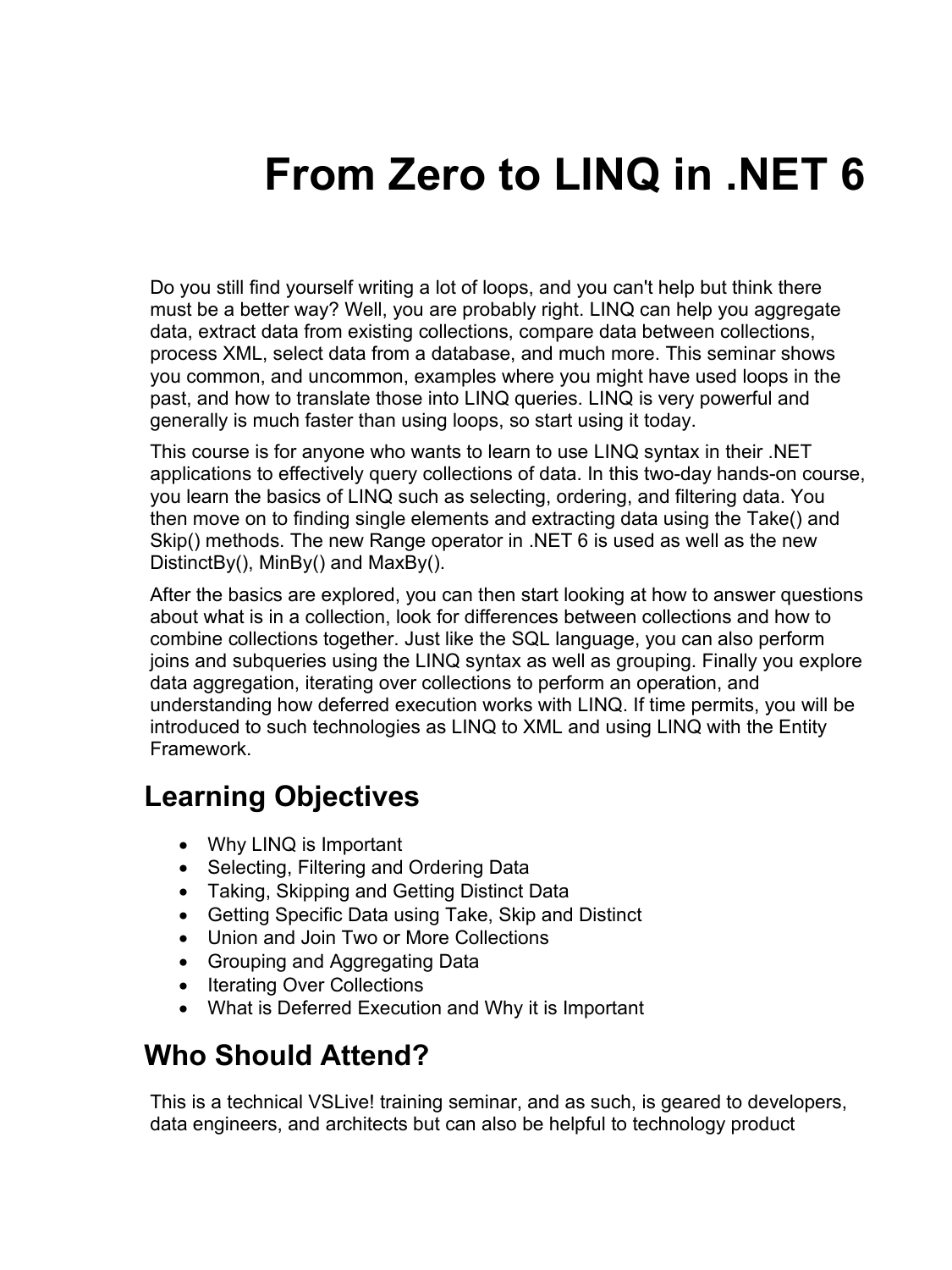# From Zero to LINQ in .NET 6

Do you still find yourself writing a lot of loops, and you can't help but think there must be a better way? Well, you are probably right. LINQ can help you aggregate data, extract data from existing collections, compare data between collections, process XML, select data from a database, and much more. This seminar shows you common, and uncommon, examples where you might have used loops in the past, and how to translate those into LINQ queries. LINQ is very powerful and generally is much faster than using loops, so start using it today.

This course is for anyone who wants to learn to use LINQ syntax in their .NET applications to effectively query collections of data. In this two-day hands-on course, you learn the basics of LINQ such as selecting, ordering, and filtering data. You then move on to finding single elements and extracting data using the Take() and Skip() methods. The new Range operator in .NET 6 is used as well as the new DistinctBy(), MinBy() and MaxBy().

After the basics are explored, you can then start looking at how to answer questions about what is in a collection, look for differences between collections and how to combine collections together. Just like the SQL language, you can also perform joins and subqueries using the LINQ syntax as well as grouping. Finally you explore data aggregation, iterating over collections to perform an operation, and understanding how deferred execution works with LINQ. If time permits, you will be introduced to such technologies as LINQ to XML and using LINQ with the Entity Framework.

## Learning Objectives

- Why LINQ is Important
- Selecting, Filtering and Ordering Data
- Taking, Skipping and Getting Distinct Data
- Getting Specific Data using Take, Skip and Distinct
- Union and Join Two or More Collections
- Grouping and Aggregating Data
- Iterating Over Collections
- What is Deferred Execution and Why it is Important

## Who Should Attend?

This is a technical VSLive! training seminar, and as such, is geared to developers, data engineers, and architects but can also be helpful to technology product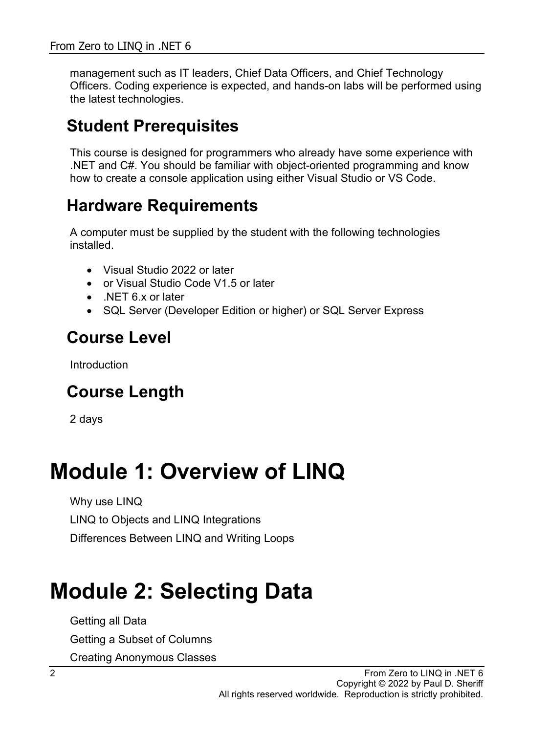management such as IT leaders, Chief Data Officers, and Chief Technology Officers. Coding experience is expected, and hands-on labs will be performed using the latest technologies.

## Student Prerequisites

This course is designed for programmers who already have some experience with .NET and C#. You should be familiar with object-oriented programming and know how to create a console application using either Visual Studio or VS Code.

## Hardware Requirements

A computer must be supplied by the student with the following technologies installed.

- Visual Studio 2022 or later
- or Visual Studio Code V1.5 or later
- .NET 6.x or later
- SQL Server (Developer Edition or higher) or SQL Server Express

## Course Level

Introduction

## Course Length

2 days

# Module 1: Overview of LINQ

Why use LINQ

LINQ to Objects and LINQ Integrations

Differences Between LINQ and Writing Loops

# Module 2: Selecting Data

Getting all Data

Getting a Subset of Columns

Creating Anonymous Classes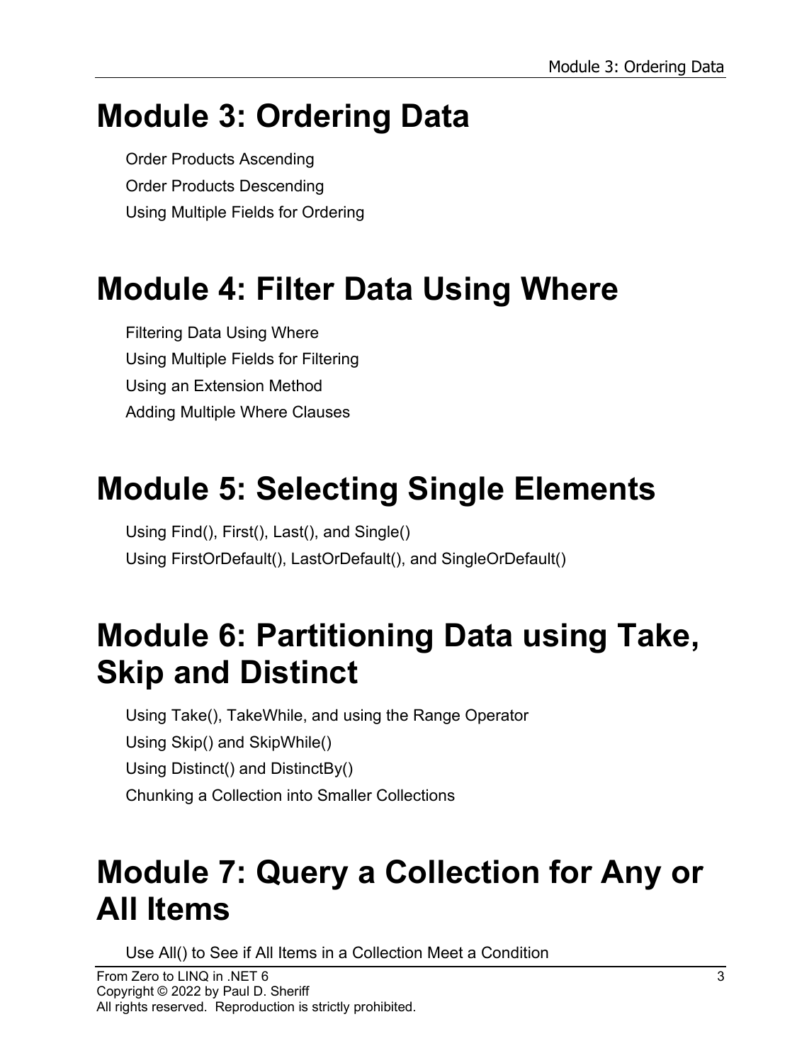# Module 3: Ordering Data

Order Products Ascending

Order Products Descending

Using Multiple Fields for Ordering

# Module 4: Filter Data Using Where

Filtering Data Using Where

Using Multiple Fields for Filtering

Using an Extension Method

Adding Multiple Where Clauses

# Module 5: Selecting Single Elements

Using Find(), First(), Last(), and Single()

Using FirstOrDefault(), LastOrDefault(), and SingleOrDefault()

# Module 6: Partitioning Data using Take, Skip and Distinct

Using Take(), TakeWhile, and using the Range Operator

Using Skip() and SkipWhile()

Using Distinct() and DistinctBy()

Chunking a Collection into Smaller Collections

# Module 7: Query a Collection for Any or All Items

Use All() to See if All Items in a Collection Meet a Condition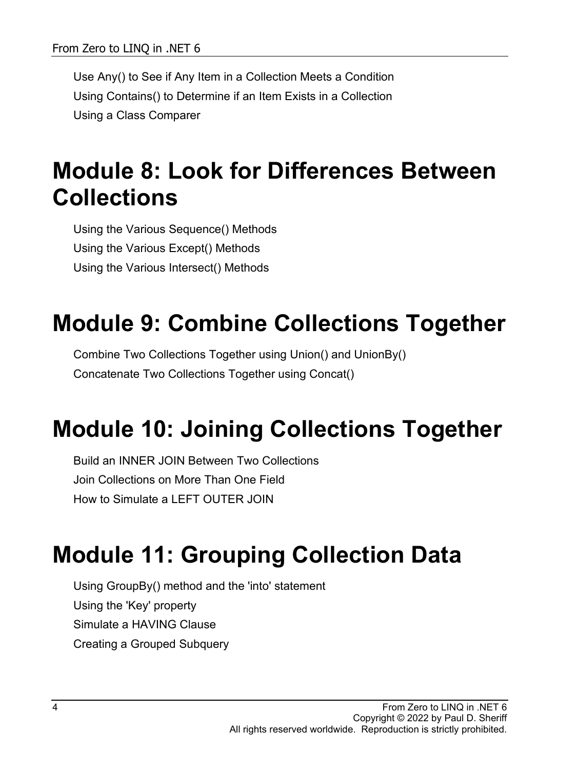Use Any() to See if Any Item in a Collection Meets a Condition

Using Contains() to Determine if an Item Exists in a Collection

Using a Class Comparer

# Module 8: Look for Differences Between Collections

Using the Various Sequence() Methods

Using the Various Except() Methods

Using the Various Intersect() Methods

# Module 9: Combine Collections Together

Combine Two Collections Together using Union() and UnionBy()

Concatenate Two Collections Together using Concat()

# Module 10: Joining Collections Together

Build an INNER JOIN Between Two Collections

Join Collections on More Than One Field

How to Simulate a LEFT OUTER JOIN

# Module 11: Grouping Collection Data

Using GroupBy() method and the 'into' statement

Using the 'Key' property

Simulate a HAVING Clause

Creating a Grouped Subquery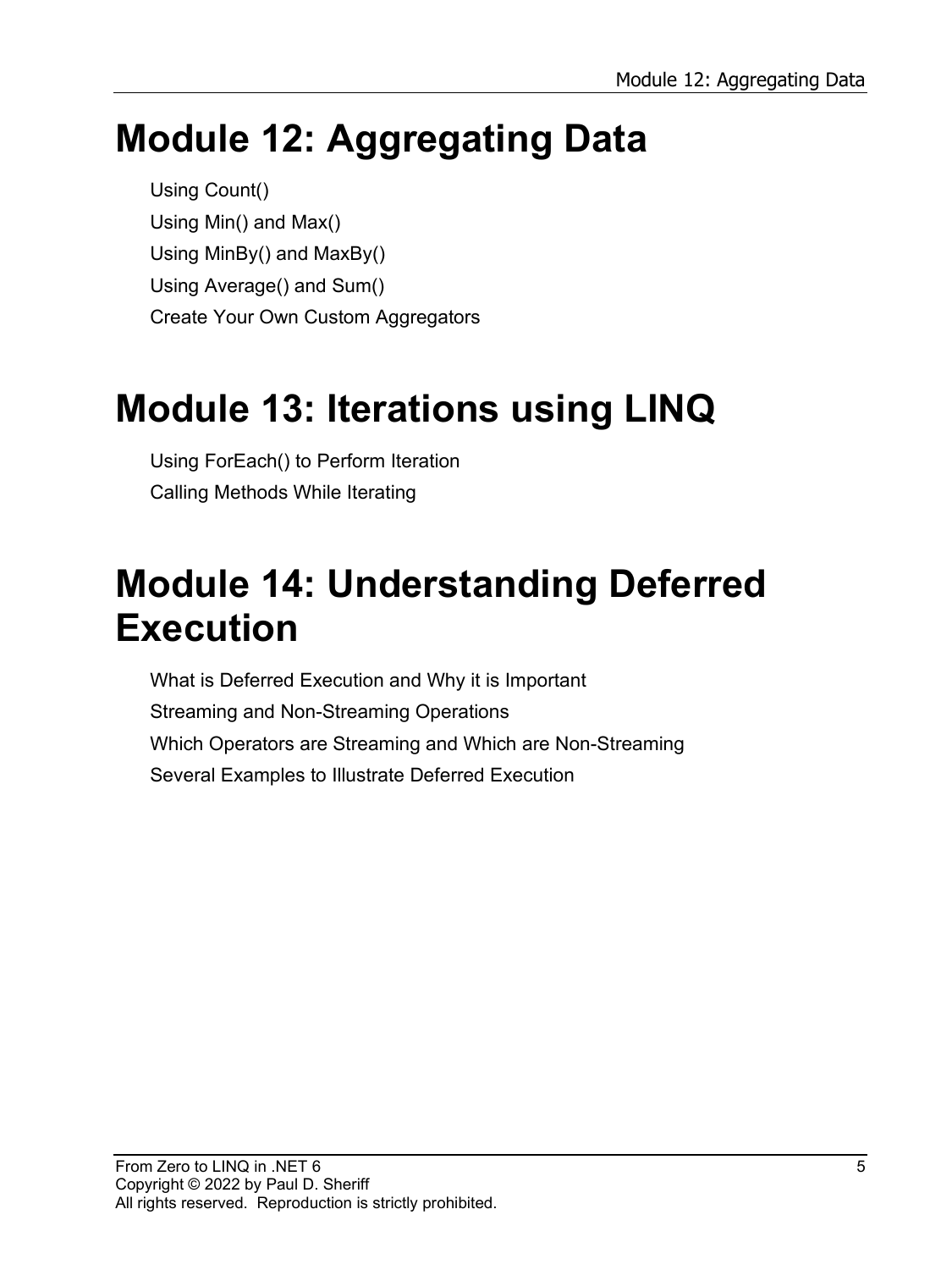# Module 12: Aggregating Data

Using Count()

Using Min() and Max()

Using MinBy() and MaxBy()

Using Average() and Sum()

Create Your Own Custom Aggregators

# Module 13: Iterations using LINQ

Using ForEach() to Perform Iteration

Calling Methods While Iterating

# Module 14: Understanding Deferred Execution

What is Deferred Execution and Why it is Important

Streaming and Non-Streaming Operations

Which Operators are Streaming and Which are Non-Streaming

Several Examples to Illustrate Deferred Execution